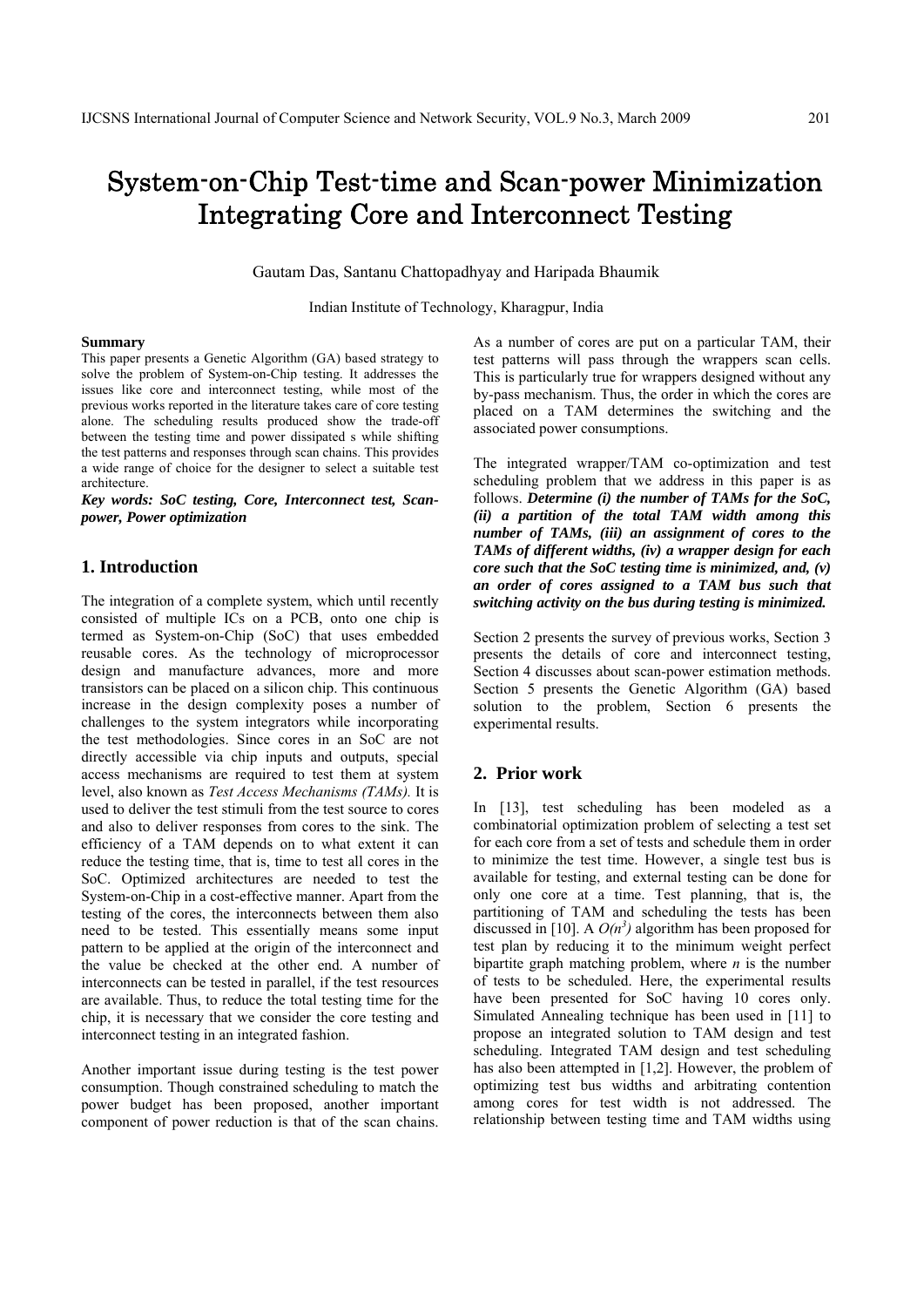# System-on-Chip Test-time and Scan-power Minimization Integrating Core and Interconnect Testing

Gautam Das, Santanu Chattopadhyay and Haripada Bhaumik

Indian Institute of Technology, Kharagpur, India

**Summary**

This paper presents a Genetic Algorithm (GA) based strategy to solve the problem of System-on-Chip testing. It addresses the issues like core and interconnect testing, while most of the previous works reported in the literature takes care of core testing alone. The scheduling results produced show the trade-off between the testing time and power dissipated s while shifting the test patterns and responses through scan chains. This provides a wide range of choice for the designer to select a suitable test architecture.

***Key words: SoC testing, Core, Interconnect test, Scan-power, Power optimization***

## 1. Introduction

The integration of a complete system, which until recently consisted of multiple ICs on a PCB, onto one chip is termed as System-on-Chip (SoC) that uses embedded reusable cores. As the technology of microprocessor design and manufacture advances, more and more transistors can be placed on a silicon chip. This continuous increase in the design complexity poses a number of challenges to the system integrators while incorporating the test methodologies. Since cores in an SoC are not directly accessible via chip inputs and outputs, special access mechanisms are required to test them at system level, also known as *Test Access Mechanisms (TAMs).* It is used to deliver the test stimuli from the test source to cores and also to deliver responses from cores to the sink. The efficiency of a TAM depends on to what extent it can reduce the testing time, that is, time to test all cores in the SoC. Optimized architectures are needed to test the System-on-Chip in a cost-effective manner. Apart from the testing of the cores, the interconnects between them also need to be tested. This essentially means some input pattern to be applied at the origin of the interconnect and the value be checked at the other end. A number of interconnects can be tested in parallel, if the test resources are available. Thus, to reduce the total testing time for the chip, it is necessary that we consider the core testing and interconnect testing in an integrated fashion.

Another important issue during testing is the test power consumption. Though constrained scheduling to match the power budget has been proposed, another important component of power reduction is that of the scan chains. As a number of cores are put on a particular TAM, their test patterns will pass through the wrappers scan cells. This is particularly true for wrappers designed without any by-pass mechanism. Thus, the order in which the cores are placed on a TAM determines the switching and the associated power consumptions.

The integrated wrapper/TAM co-optimization and test scheduling problem that we address in this paper is as follows. ***Determine (i) the number of TAMs for the SoC, (ii) a partition of the total TAM width among this number of TAMs, (iii) an assignment of cores to the TAMs of different widths, (iv) a wrapper design for each core such that the SoC testing time is minimized, and, (v) an order of cores assigned to a TAM bus such that switching activity on the bus during testing is minimized.***

Section 2 presents the survey of previous works, Section 3 presents the details of core and interconnect testing, Section 4 discusses about scan-power estimation methods. Section 5 presents the Genetic Algorithm (GA) based solution to the problem, Section 6 presents the experimental results.

## 2. Prior work

In [13], test scheduling has been modeled as a combinatorial optimization problem of selecting a test set for each core from a set of tests and schedule them in order to minimize the test time. However, a single test bus is available for testing, and external testing can be done for only one core at a time. Test planning, that is, the partitioning of TAM and scheduling the tests has been discussed in [10]. A $O(n^3)$ algorithm has been proposed for test plan by reducing it to the minimum weight perfect bipartite graph matching problem, where $n$ is the number of tests to be scheduled. Here, the experimental results have been presented for SoC having 10 cores only. Simulated Annealing technique has been used in [11] to propose an integrated solution to TAM design and test scheduling. Integrated TAM design and test scheduling has also been attempted in [1,2]. However, the problem of optimizing test bus widths and arbitrating contention among cores for test width is not addressed. The relationship between testing time and TAM widths using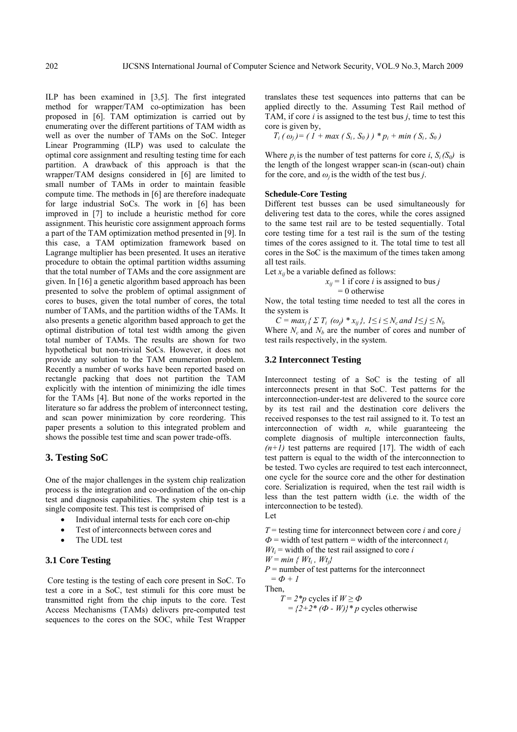ILP has been examined in [3,5]. The first integrated method for wrapper/TAM co-optimization has been proposed in [6]. TAM optimization is carried out by enumerating over the different partitions of TAM width as well as over the number of TAMs on the SoC. Integer Linear Programming (ILP) was used to calculate the optimal core assignment and resulting testing time for each partition. A drawback of this approach is that the wrapper/TAM designs considered in [6] are limited to small number of TAMs in order to maintain feasible compute time. The methods in [6] are therefore inadequate for large industrial SoCs. The work in [6] has been improved in [7] to include a heuristic method for core assignment. This heuristic core assignment approach forms a part of the TAM optimization method presented in [9]. In this case, a TAM optimization framework based on Lagrange multiplier has been presented. It uses an iterative procedure to obtain the optimal partition widths assuming that the total number of TAMs and the core assignment are given. In [16] a genetic algorithm based approach has been presented to solve the problem of optimal assignment of cores to buses, given the total number of cores, the total number of TAMs, and the partition widths of the TAMs. It also presents a genetic algorithm based approach to get the optimal distribution of total test width among the given total number of TAMs. The results are shown for two hypothetical but non-trivial SoCs. However, it does not provide any solution to the TAM enumeration problem. Recently a number of works have been reported based on rectangle packing that does not partition the TAM explicitly with the intention of minimizing the idle times for the TAMs [4]. But none of the works reported in the literature so far address the problem of interconnect testing, and scan power minimization by core reordering. This paper presents a solution to this integrated problem and shows the possible test time and scan power trade-offs.

# 3. Testing SoC

One of the major challenges in the system chip realization process is the integration and co-ordination of the on-chip test and diagnosis capabilities. The system chip test is a single composite test. This test is comprised of

- Individual internal tests for each core on-chip
- Test of interconnects between cores and
- The UDL test

## 3.1 Core Testing

Core testing is the testing of each core present in SoC. To test a core in a SoC, test stimuli for this core must be transmitted right from the chip inputs to the core. Test Access Mechanisms (TAMs) delivers pre-computed test sequences to the cores on the SOC, while Test Wrapper translates these test sequences into patterns that can be applied directly to the. Assuming Test Rail method of TAM, if core $i$ is assigned to the test bus $j$, time to test this core is given by,

$$T_i\,(\omega_j) = (\,1 + max\,(\,S_i\,,\,S_0\,)\,)\,*\,p_i + min\,(\,S_i\,,\,S_0\,)$$

Where $p_i$ is the number of test patterns for core $i$, $S_i\,(S_0)$ is the length of the longest wrapper scan-in (scan-out) chain for the core, and $\omega_j$ is the width of the test bus $j$.

**Schedule-Core Testing**

Different test busses can be used simultaneously for delivering test data to the cores, while the cores assigned to the same test rail are to be tested sequentially. Total core testing time for a test rail is the sum of the testing times of the cores assigned to it. The total time to test all cores in the SoC is the maximum of the times taken among all test rails.

Let $x_{ij}$ be a variable defined as follows:

$x_{ij} = 1$ if core $i$ is assigned to bus $j$
$= 0$ otherwise

Now, the total testing time needed to test all the cores in the system is

$$C = max_j\,\{\,\Sigma\,T_i\,\,(\omega_j)\,*\,x_{ij}\,\},\ 1 \leq i \leq N_c \text{ and } 1 \leq j \leq N_b$$

Where $N_c$ and $N_b$ are the number of cores and number of test rails respectively, in the system.

## 3.2 Interconnect Testing

Interconnect testing of a SoC is the testing of all interconnects present in that SoC. Test patterns for the interconnection-under-test are delivered to the source core by its test rail and the destination core delivers the received responses to the test rail assigned to it. To test an interconnection of width $n$, while guaranteeing the complete diagnosis of multiple interconnection faults, $(n+1)$ test patterns are required [17]. The width of each test pattern is equal to the width of the interconnection to be tested. Two cycles are required to test each interconnect, one cycle for the source core and the other for destination core. Serialization is required, when the test rail width is less than the test pattern width (i.e. the width of the interconnection to be tested).

Let

$T$ = testing time for interconnect between core $i$ and core $j$
$\Phi$ = width of test pattern = width of the interconnect $t_i$
$Wt_i$ = width of the test rail assigned to core $i$
$W = min\,\{\,Wt_i\,,\,Wt_j\}$
$P$ = number of test patterns for the interconnect
$= \Phi + 1$

Then,

$T = 2*p$ cycles if $W \geq \Phi$
$= \{2+2*\,(\Phi - W)\}*\,p$ cycles otherwise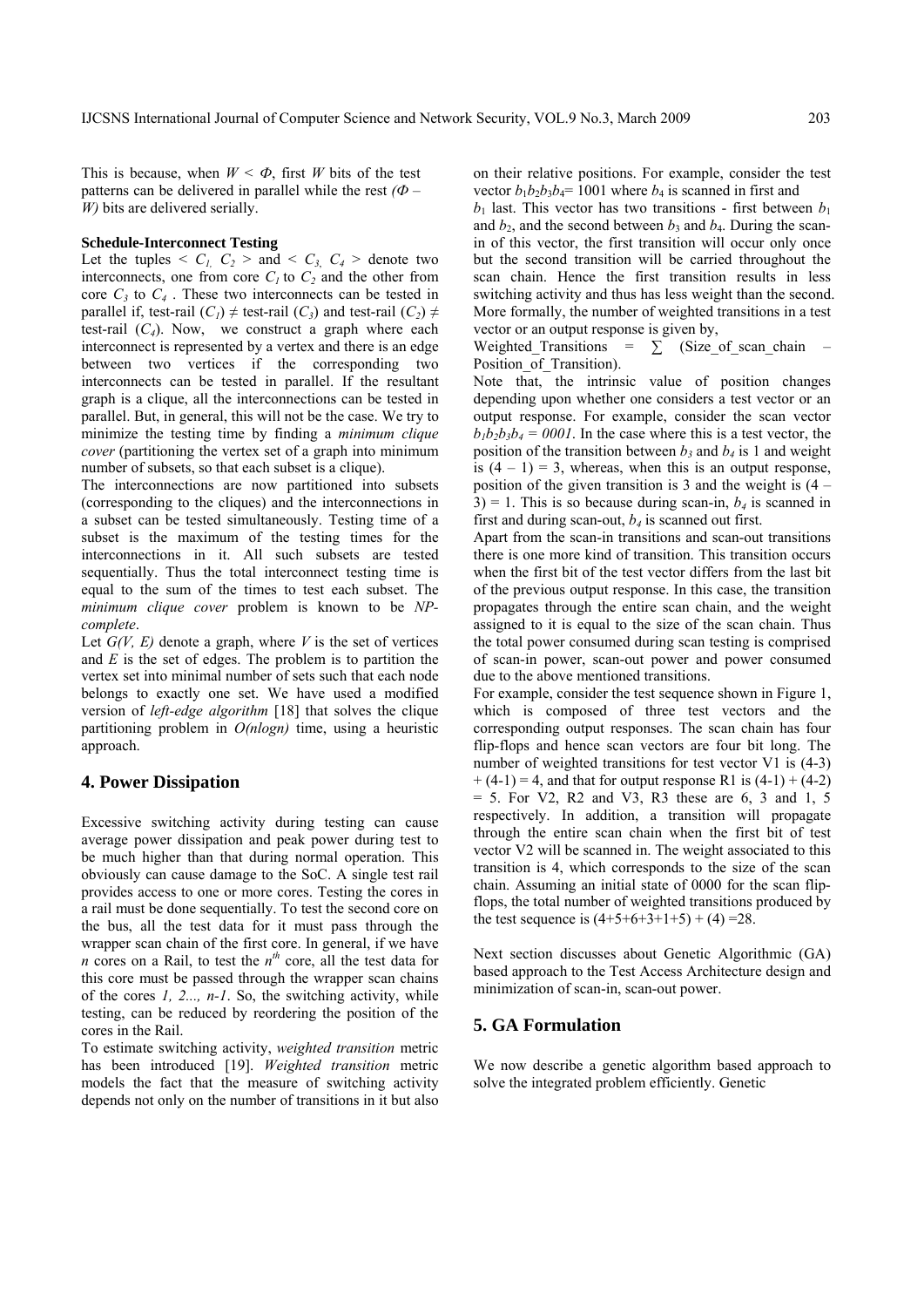This is because, when $W < \Phi$, first $W$ bits of the test patterns can be delivered in parallel while the rest $(\Phi - W)$ bits are delivered serially.

**Schedule-Interconnect Testing**

Let the tuples $< C_1, C_2 >$ and $< C_3, C_4 >$ denote two interconnects, one from core $C_1$ to $C_2$ and the other from core $C_3$ to $C_4$. These two interconnects can be tested in parallel if, test-rail ($C_1$) ≠ test-rail ($C_3$) and test-rail ($C_2$) ≠ test-rail ($C_4$). Now, we construct a graph where each interconnect is represented by a vertex and there is an edge between two vertices if the corresponding two interconnects can be tested in parallel. If the resultant graph is a clique, all the interconnections can be tested in parallel. But, in general, this will not be the case. We try to minimize the testing time by finding a *minimum clique cover* (partitioning the vertex set of a graph into minimum number of subsets, so that each subset is a clique).

The interconnections are now partitioned into subsets (corresponding to the cliques) and the interconnections in a subset can be tested simultaneously. Testing time of a subset is the maximum of the testing times for the interconnections in it. All such subsets are tested sequentially. Thus the total interconnect testing time is equal to the sum of the times to test each subset. The *minimum clique cover* problem is known to be *NP-complete*.

Let $G(V, E)$ denote a graph, where $V$ is the set of vertices and $E$ is the set of edges. The problem is to partition the vertex set into minimal number of sets such that each node belongs to exactly one set. We have used a modified version of *left-edge algorithm* [18] that solves the clique partitioning problem in $O(n \log n)$ time, using a heuristic approach.

## 4. Power Dissipation

Excessive switching activity during testing can cause average power dissipation and peak power during test to be much higher than that during normal operation. This obviously can cause damage to the SoC. A single test rail provides access to one or more cores. Testing the cores in a rail must be done sequentially. To test the second core on the bus, all the test data for it must pass through the wrapper scan chain of the first core. In general, if we have $n$ cores on a Rail, to test the $n^{th}$ core, all the test data for this core must be passed through the wrapper scan chains of the cores $1, 2..., n\text{-}1$. So, the switching activity, while testing, can be reduced by reordering the position of the cores in the Rail.

To estimate switching activity, *weighted transition* metric has been introduced [19]. *Weighted transition* metric models the fact that the measure of switching activity depends not only on the number of transitions in it but also on their relative positions. For example, consider the test vector $b_1b_2b_3b_4$= 1001 where $b_4$ is scanned in first and $b_1$ last. This vector has two transitions - first between $b_1$ and $b_2$, and the second between $b_3$ and $b_4$. During the scan-in of this vector, the first transition will occur only once but the second transition will be carried throughout the scan chain. Hence the first transition results in less switching activity and thus has less weight than the second. More formally, the number of weighted transitions in a test vector or an output response is given by,

Weighted_Transitions = ∑ (Size_of_scan_chain – Position_of_Transition).

Note that, the intrinsic value of position changes depending upon whether one considers a test vector or an output response. For example, consider the scan vector $b_1b_2b_3b_4 = 0001$. In the case where this is a test vector, the position of the transition between $b_3$ and $b_4$ is 1 and weight is $(4 - 1) = 3$, whereas, when this is an output response, position of the given transition is 3 and the weight is $(4 - 3) = 1$. This is so because during scan-in, $b_4$ is scanned in first and during scan-out, $b_4$ is scanned out first.

Apart from the scan-in transitions and scan-out transitions there is one more kind of transition. This transition occurs when the first bit of the test vector differs from the last bit of the previous output response. In this case, the transition propagates through the entire scan chain, and the weight assigned to it is equal to the size of the scan chain. Thus the total power consumed during scan testing is comprised of scan-in power, scan-out power and power consumed due to the above mentioned transitions.

For example, consider the test sequence shown in Figure 1, which is composed of three test vectors and the corresponding output responses. The scan chain has four flip-flops and hence scan vectors are four bit long. The number of weighted transitions for test vector V1 is (4-3) + (4-1) = 4, and that for output response R1 is (4-1) + (4-2) = 5. For V2, R2 and V3, R3 these are 6, 3 and 1, 5 respectively. In addition, a transition will propagate through the entire scan chain when the first bit of test vector V2 will be scanned in. The weight associated to this transition is 4, which corresponds to the size of the scan chain. Assuming an initial state of 0000 for the scan flip-flops, the total number of weighted transitions produced by the test sequence is (4+5+6+3+1+5) + (4) =28.

Next section discusses about Genetic Algorithmic (GA) based approach to the Test Access Architecture design and minimization of scan-in, scan-out power.

## 5. GA Formulation

We now describe a genetic algorithm based approach to solve the integrated problem efficiently. Genetic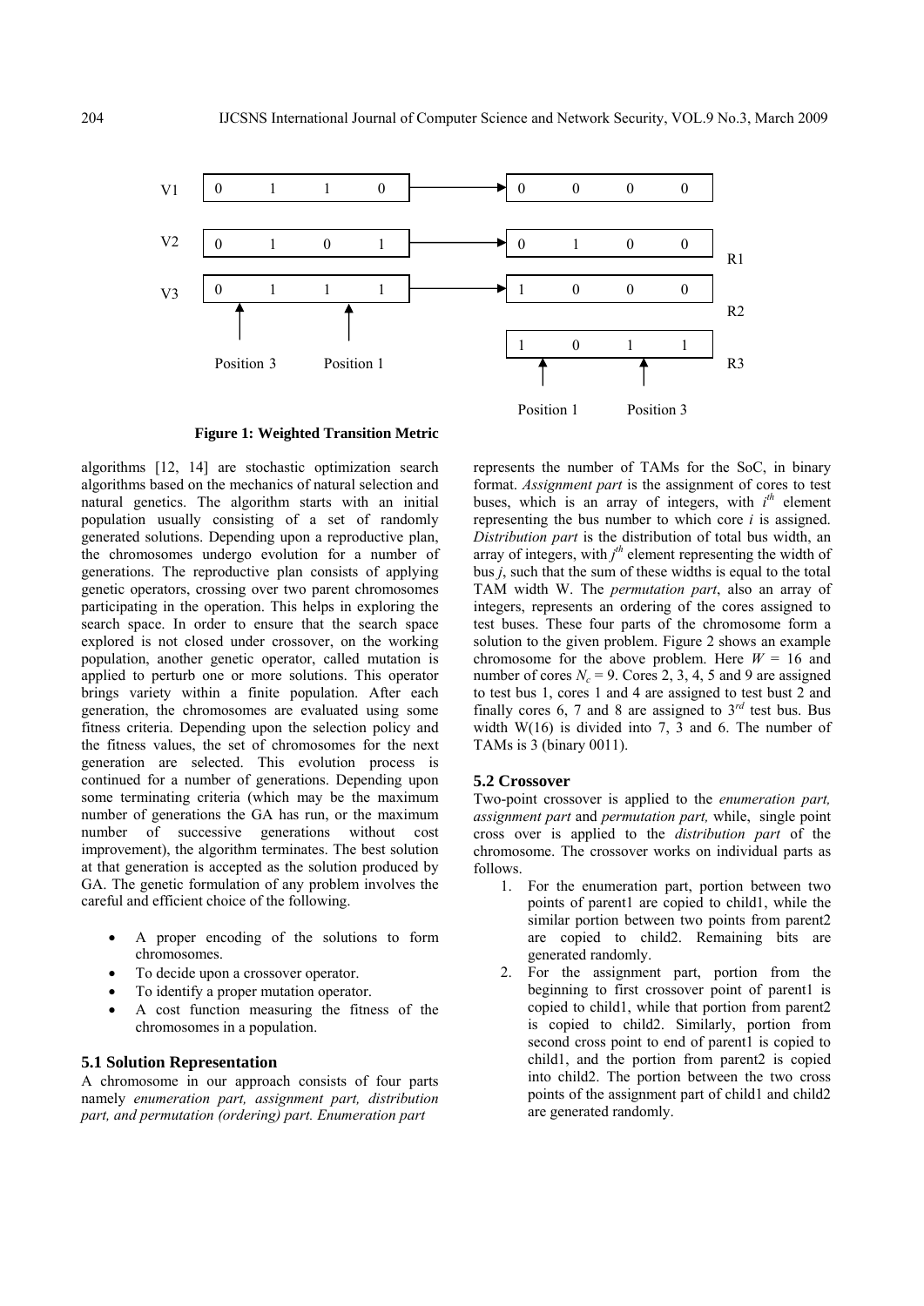V1 | 0 1 1 0 | → | 0 0 0 0 |

V2 | 0 1 0 1 | → | 0 1 0 0 | R1

V3 | 0 1 1 1 | → | 1 0 0 0 | R2

| 1 0 1 1 | R3

Position 3 Position 1 Position 1 Position 3

**Figure 1: Weighted Transition Metric**

algorithms [12, 14] are stochastic optimization search algorithms based on the mechanics of natural selection and natural genetics. The algorithm starts with an initial population usually consisting of a set of randomly generated solutions. Depending upon a reproductive plan, the chromosomes undergo evolution for a number of generations. The reproductive plan consists of applying genetic operators, crossing over two parent chromosomes participating in the operation. This helps in exploring the search space. In order to ensure that the search space explored is not closed under crossover, on the working population, another genetic operator, called mutation is applied to perturb one or more solutions. This operator brings variety within a finite population. After each generation, the chromosomes are evaluated using some fitness criteria. Depending upon the selection policy and the fitness values, the set of chromosomes for the next generation are selected. This evolution process is continued for a number of generations. Depending upon some terminating criteria (which may be the maximum number of generations the GA has run, or the maximum number of successive generations without cost improvement), the algorithm terminates. The best solution at that generation is accepted as the solution produced by GA. The genetic formulation of any problem involves the careful and efficient choice of the following.

- A proper encoding of the solutions to form chromosomes.
- To decide upon a crossover operator.
- To identify a proper mutation operator.
- A cost function measuring the fitness of the chromosomes in a population.

### 5.1 Solution Representation

A chromosome in our approach consists of four parts namely *enumeration part, assignment part, distribution part, and permutation (ordering) part. Enumeration part* represents the number of TAMs for the SoC, in binary format. *Assignment part* is the assignment of cores to test buses, which is an array of integers, with $i^{th}$ element representing the bus number to which core $i$ is assigned. *Distribution part* is the distribution of total bus width, an array of integers, with $j^{th}$ element representing the width of bus $j$, such that the sum of these widths is equal to the total TAM width W. The *permutation part*, also an array of integers, represents an ordering of the cores assigned to test buses. These four parts of the chromosome form a solution to the given problem. Figure 2 shows an example chromosome for the above problem. Here $W = 16$ and number of cores $N_c = 9$. Cores 2, 3, 4, 5 and 9 are assigned to test bus 1, cores 1 and 4 are assigned to test bust 2 and finally cores 6, 7 and 8 are assigned to $3^{rd}$ test bus. Bus width W(16) is divided into 7, 3 and 6. The number of TAMs is 3 (binary 0011).

### 5.2 Crossover

Two-point crossover is applied to the *enumeration part, assignment part* and *permutation part,* while, single point cross over is applied to the *distribution part* of the chromosome. The crossover works on individual parts as follows.

1. For the enumeration part, portion between two points of parent1 are copied to child1, while the similar portion between two points from parent2 are copied to child2. Remaining bits are generated randomly.
2. For the assignment part, portion from the beginning to first crossover point of parent1 is copied to child1, while that portion from parent2 is copied to child2. Similarly, portion from second cross point to end of parent1 is copied to child1, and the portion from parent2 is copied into child2. The portion between the two cross points of the assignment part of child1 and child2 are generated randomly.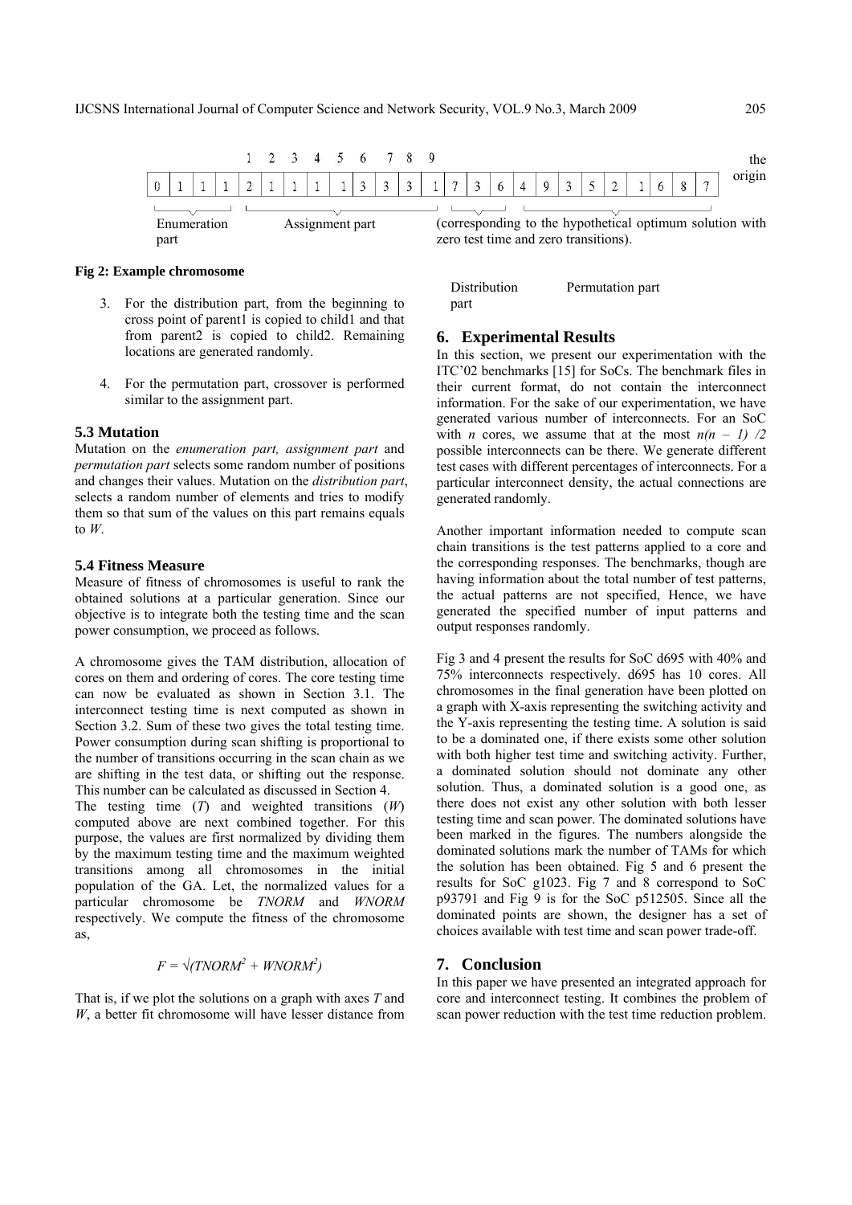|   |   |   |   | 1 | 2 | 3 | 4 | 5 | 6 | 7 | 8 | 9 |   |   |   |   |   |   |   |   |   |   |   |   |
|---|---|---|---|---|---|---|---|---|---|---|---|---|---|---|---|---|---|---|---|---|---|---|---|---|
| 0 | 1 | 1 | 1 | 2 | 1 | 1 | 1 | 1 | 3 | 3 | 3 | 1 | 7 | 3 | 6 | 4 | 9 | 3 | 5 | 2 | 1 | 6 | 8 | 7 |

Enumeration part — Assignment part — Distribution part — Permutation part

**Fig 2: Example chromosome**

3. For the distribution part, from the beginning to cross point of parent1 is copied to child1 and that from parent2 is copied to child2. Remaining locations are generated randomly.

4. For the permutation part, crossover is performed similar to the assignment part.

### 5.3 Mutation

Mutation on the *enumeration part, assignment part* and *permutation part* selects some random number of positions and changes their values. Mutation on the *distribution part*, selects a random number of elements and tries to modify them so that sum of the values on this part remains equals to *W*.

### 5.4 Fitness Measure

Measure of fitness of chromosomes is useful to rank the obtained solutions at a particular generation. Since our objective is to integrate both the testing time and the scan power consumption, we proceed as follows.

A chromosome gives the TAM distribution, allocation of cores on them and ordering of cores. The core testing time can now be evaluated as shown in Section 3.1. The interconnect testing time is next computed as shown in Section 3.2. Sum of these two gives the total testing time. Power consumption during scan shifting is proportional to the number of transitions occurring in the scan chain as we are shifting in the test data, or shifting out the response. This number can be calculated as discussed in Section 4.
The testing time (*T*) and weighted transitions (*W*) computed above are next combined together. For this purpose, the values are first normalized by dividing them by the maximum testing time and the maximum weighted transitions among all chromosomes in the initial population of the GA. Let, the normalized values for a particular chromosome be *TNORM* and *WNORM* respectively. We compute the fitness of the chromosome as,

$$F = \sqrt{(TNORM^2 + WNORM^2)}$$

That is, if we plot the solutions on a graph with axes *T* and *W*, a better fit chromosome will have lesser distance from the origin (corresponding to the hypothetical optimum solution with zero test time and zero transitions).

## 6. Experimental Results

In this section, we present our experimentation with the ITC'02 benchmarks [15] for SoCs. The benchmark files in their current format, do not contain the interconnect information. For the sake of our experimentation, we have generated various number of interconnects. For an SoC with *n* cores, we assume that at the most $n(n - 1) /2$ possible interconnects can be there. We generate different test cases with different percentages of interconnects. For a particular interconnect density, the actual connections are generated randomly.

Another important information needed to compute scan chain transitions is the test patterns applied to a core and the corresponding responses. The benchmarks, though are having information about the total number of test patterns, the actual patterns are not specified, Hence, we have generated the specified number of input patterns and output responses randomly.

Fig 3 and 4 present the results for SoC d695 with 40% and 75% interconnects respectively. d695 has 10 cores. All chromosomes in the final generation have been plotted on a graph with X-axis representing the switching activity and the Y-axis representing the testing time. A solution is said to be a dominated one, if there exists some other solution with both higher test time and switching activity. Further, a dominated solution should not dominate any other solution. Thus, a dominated solution is a good one, as there does not exist any other solution with both lesser testing time and scan power. The dominated solutions have been marked in the figures. The numbers alongside the dominated solutions mark the number of TAMs for which the solution has been obtained. Fig 5 and 6 present the results for SoC g1023. Fig 7 and 8 correspond to SoC p93791 and Fig 9 is for the SoC p512505. Since all the dominated points are shown, the designer has a set of choices available with test time and scan power trade-off.

## 7. Conclusion

In this paper we have presented an integrated approach for core and interconnect testing. It combines the problem of scan power reduction with the test time reduction problem.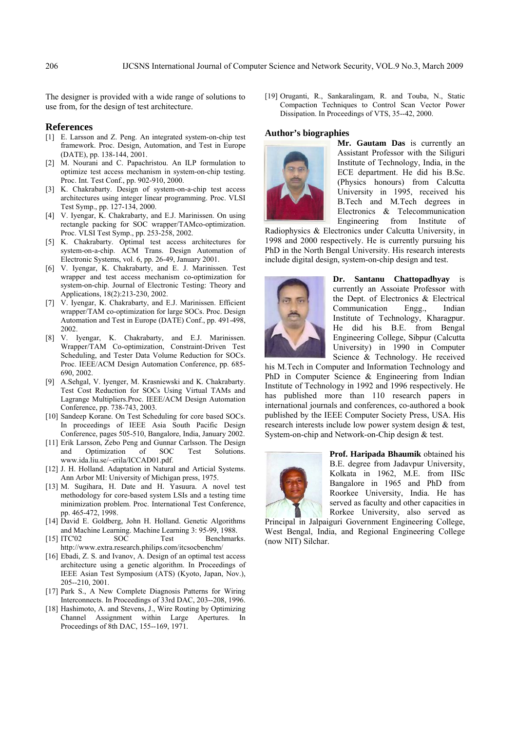The designer is provided with a wide range of solutions to use from, for the design of test architecture.

## References

[1] E. Larsson and Z. Peng. An integrated system-on-chip test framework. Proc. Design, Automation, and Test in Europe (DATE), pp. 138-144, 2001.

[2] M. Nourani and C. Papachristou. An ILP formulation to optimize test access mechanism in system-on-chip testing. Proc. Int. Test Conf., pp. 902-910, 2000.

[3] K. Chakrabarty. Design of system-on-a-chip test access architectures using integer linear programming. Proc. VLSI Test Symp., pp. 127-134, 2000.

[4] V. Iyengar, K. Chakrabarty, and E.J. Marinissen. On using rectangle packing for SOC wrapper/TAMco-optimization. Proc. VLSI Test Symp., pp. 253-258, 2002.

[5] K. Chakrabarty. Optimal test access architectures for system-on-a-chip. ACM Trans. Design Automation of Electronic Systems, vol. 6, pp. 26-49, January 2001.

[6] V. Iyengar, K. Chakrabarty, and E. J. Marinissen. Test wrapper and test access mechanism co-optimization for system-on-chip. Journal of Electronic Testing: Theory and Applications, 18(2):213-230, 2002.

[7] V. Iyengar, K. Chakrabarty, and E.J. Marinissen. Efficient wrapper/TAM co-optimization for large SOCs. Proc. Design Automation and Test in Europe (DATE) Conf., pp. 491-498, 2002.

[8] V. Iyengar, K. Chakrabarty, and E.J. Marinissen. Wrapper/TAM Co-optimization, Constraint-Driven Test Scheduling, and Tester Data Volume Reduction for SOCs. Proc. IEEE/ACM Design Automation Conference, pp. 685-690, 2002.

[9] A.Sehgal, V. Iyenger, M. Krasniewski and K. Chakrabarty. Test Cost Reduction for SOCs Using Virtual TAMs and Lagrange Multipliers.Proc. IEEE/ACM Design Automation Conference, pp. 738-743, 2003.

[10] Sandeep Korane. On Test Scheduling for core based SOCs. In proceedings of IEEE Asia South Pacific Design Conference, pages 505-510, Bangalore, India, January 2002.

[11] Erik Larsson, Zebo Peng and Gunnar Carlsson. The Design and Optimization of SOC Test Solutions. www.ida.liu.se/~erila/ICCAD01.pdf.

[12] J. H. Holland. Adaptation in Natural and Articial Systems. Ann Arbor MI: University of Michigan press, 1975.

[13] M. Sugihara, H. Date and H. Yasuura. A novel test methodology for core-based system LSIs and a testing time minimization problem. Proc. International Test Conference, pp. 465-472, 1998.

[14] David E. Goldberg, John H. Holland. Genetic Algorithms and Machine Learning. Machine Learning 3: 95-99, 1988.

[15] ITC'02 SOC Test Benchmarks. http://www.extra.research.philips.com/itcsocbenchm/

[16] Ebadi, Z. S. and Ivanov, A. Design of an optimal test access architecture using a genetic algorithm. In Proceedings of IEEE Asian Test Symposium (ATS) (Kyoto, Japan, Nov.), 205--210, 2001.

[17] Park S., A New Complete Diagnosis Patterns for Wiring Interconnects. In Proceedings of 33rd DAC, 203--208, 1996.

[18] Hashimoto, A. and Stevens, J., Wire Routing by Optimizing Channel Assignment within Large Apertures. In Proceedings of 8th DAC, 155--169, 1971.

[19] Oruganti, R., Sankaralingam, R. and Touba, N., Static Compaction Techniques to Control Scan Vector Power Dissipation. In Proceedings of VTS, 35--42, 2000.

## Author's biographies

**Mr. Gautam Das** is currently an Assistant Professor with the Siliguri Institute of Technology, India, in the ECE department. He did his B.Sc. (Physics honours) from Calcutta University in 1995, received his B.Tech and M.Tech degrees in Electronics & Telecommunication Engineering from Institute of Radiophysics & Electronics under Calcutta University, in 1998 and 2000 respectively. He is currently pursuing his PhD in the North Bengal University. His research interests include digital design, system-on-chip design and test.

**Dr. Santanu Chattopadhyay** is currently an Assoiate Professor with the Dept. of Electronics & Electrical Communication Engg., Indian Institute of Technology, Kharagpur. He did his B.E. from Bengal Engineering College, Sibpur (Calcutta University) in 1990 in Computer Science & Technology. He received his M.Tech in Computer and Information Technology and PhD in Computer Science & Engineering from Indian Institute of Technology in 1992 and 1996 respectively. He has published more than 110 research papers in international journals and conferences, co-authored a book published by the IEEE Computer Society Press, USA. His research interests include low power system design & test, System-on-chip and Network-on-Chip design & test.

**Prof. Haripada Bhaumik** obtained his B.E. degree from Jadavpur University, Kolkata in 1962, M.E. from IISc Bangalore in 1965 and PhD from Roorkee University, India. He has served as faculty and other capacities in Rorkee University, also served as Principal in Jalpaiguri Government Engineering College, West Bengal, India, and Regional Engineering College (now NIT) Silchar.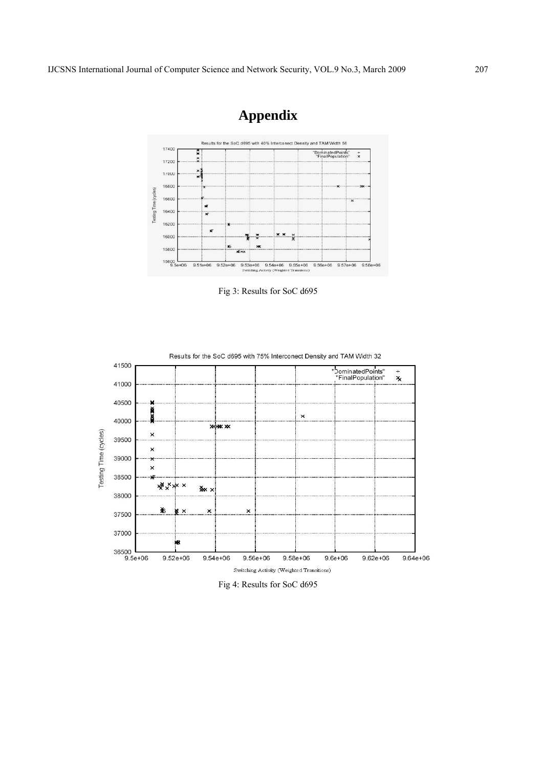# Appendix

Fig 3: Results for SoC d695

Fig 4: Results for SoC d695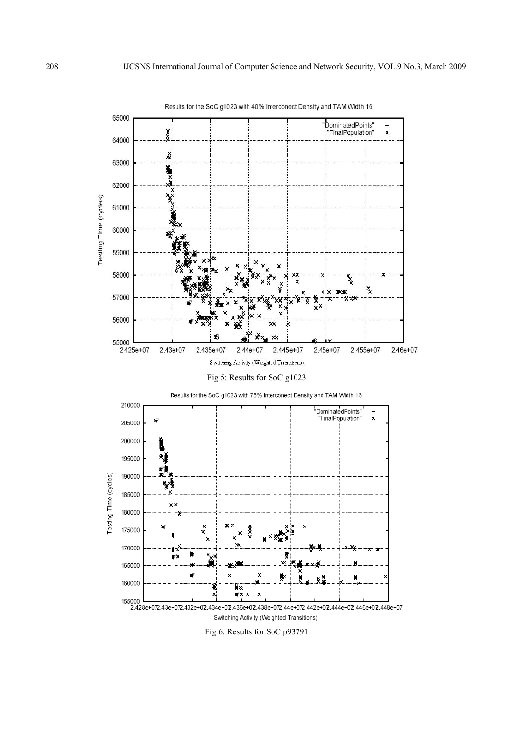Fig 5: Results for SoC g1023

Fig 6: Results for SoC p93791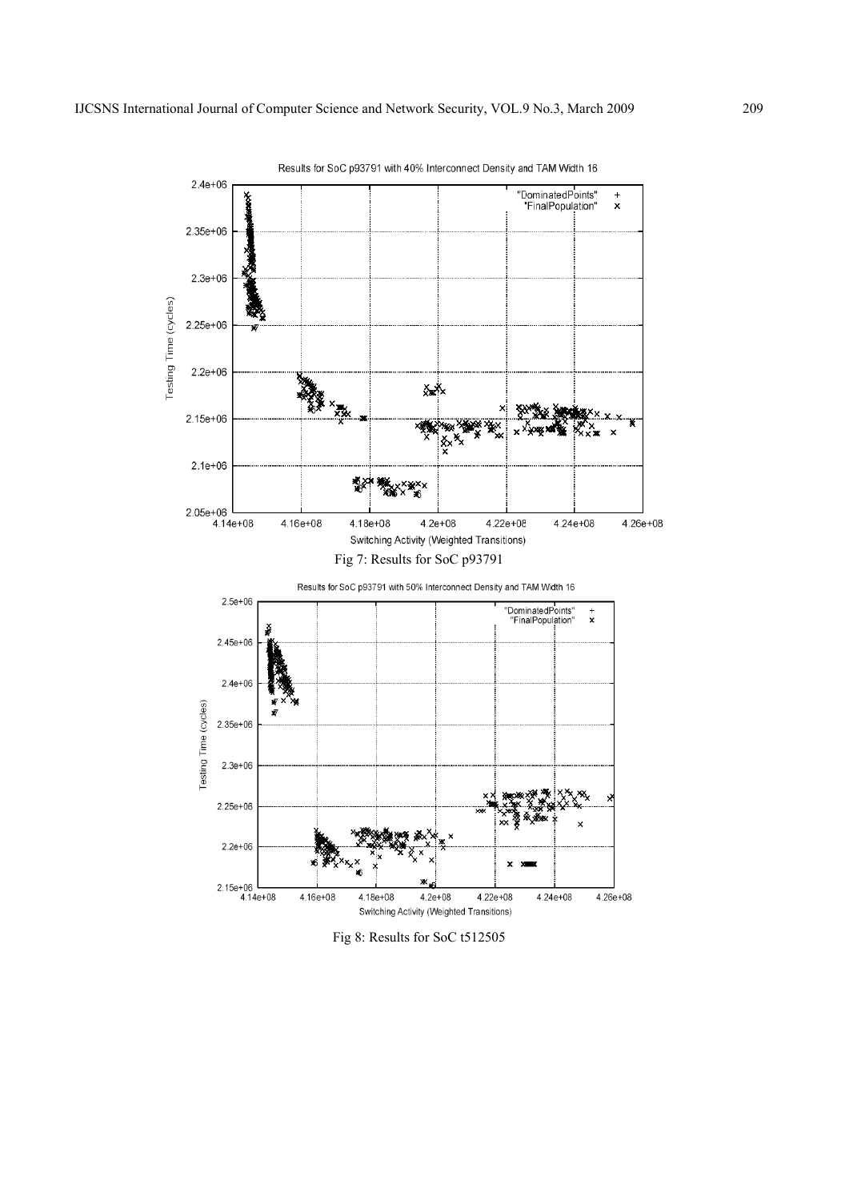Results for SoC p93791 with 40% Interconnect Density and TAM Width 16

"DominatedPoints" +
"FinalPopulation" ×

Testing Time (cycles)

2.4e+06
2.35e+06
2.3e+06
2.25e+06
2.2e+06
2.15e+06
2.1e+06
2.05e+06

4.14e+08 4.16e+08 4.18e+08 4.2e+08 4.22e+08 4.24e+08 4.26e+08

Switching Activity (Weighted Transitions)

Fig 7: Results for SoC p93791

Results for SoC p93791 with 50% Interconnect Density and TAM Width 16

"DominatedPoints" +
"FinalPopulation" ×

Testing Time (cycles)

2.5e+06
2.45e+06
2.4e+06
2.35e+06
2.3e+06
2.25e+06
2.2e+06
2.15e+06

4.14e+08 4.16e+08 4.18e+08 4.2e+08 4.22e+08 4.24e+08 4.26e+08

Switching Activity (Weighted Transitions)

Fig 8: Results for SoC t512505